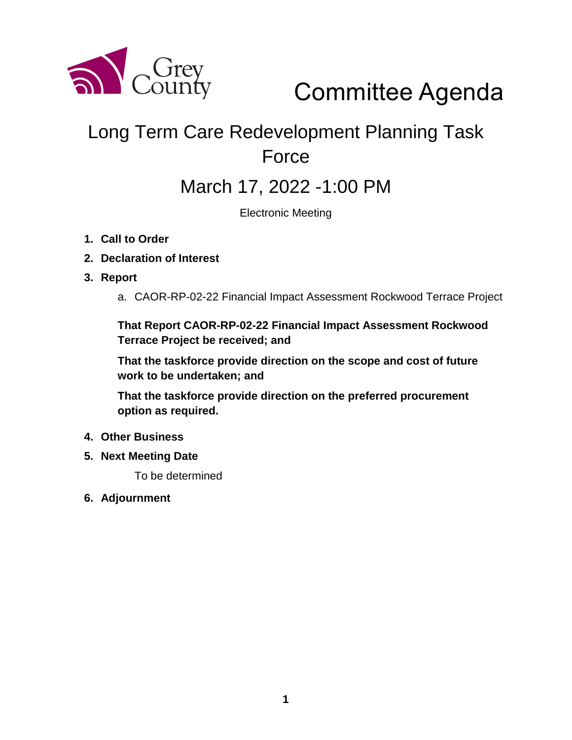Grey County

# Committee Agenda

## Long Term Care Redevelopment Planning Task Force

## March 17, 2022 -1:00 PM

Electronic Meeting

1. **Call to Order**
2. **Declaration of Interest**
3. **Report**

   a. CAOR-RP-02-22 Financial Impact Assessment Rockwood Terrace Project

   **That Report CAOR-RP-02-22 Financial Impact Assessment Rockwood Terrace Project be received; and**

   **That the taskforce provide direction on the scope and cost of future work to be undertaken; and**

   **That the taskforce provide direction on the preferred procurement option as required.**

4. **Other Business**
5. **Next Meeting Date**

   To be determined

6. **Adjournment**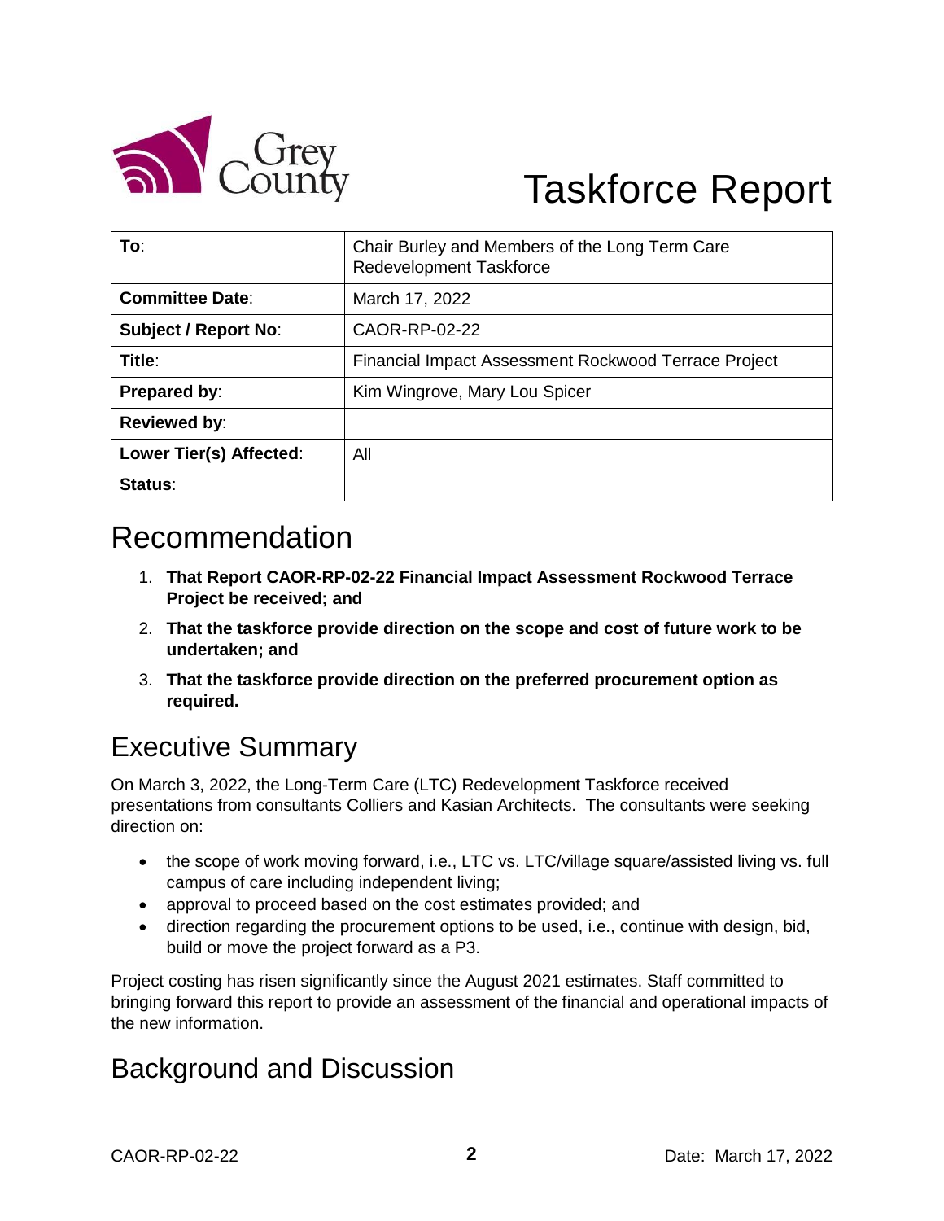# Taskforce Report

| To: | Chair Burley and Members of the Long Term Care Redevelopment Taskforce |
|---|---|
| Committee Date: | March 17, 2022 |
| Subject / Report No: | CAOR-RP-02-22 |
| Title: | Financial Impact Assessment Rockwood Terrace Project |
| Prepared by: | Kim Wingrove, Mary Lou Spicer |
| Reviewed by: | |
| Lower Tier(s) Affected: | All |
| Status: | |

## Recommendation

1. **That Report CAOR-RP-02-22 Financial Impact Assessment Rockwood Terrace Project be received; and**
2. **That the taskforce provide direction on the scope and cost of future work to be undertaken; and**
3. **That the taskforce provide direction on the preferred procurement option as required.**

## Executive Summary

On March 3, 2022, the Long-Term Care (LTC) Redevelopment Taskforce received presentations from consultants Colliers and Kasian Architects. The consultants were seeking direction on:

- the scope of work moving forward, i.e., LTC vs. LTC/village square/assisted living vs. full campus of care including independent living;
- approval to proceed based on the cost estimates provided; and
- direction regarding the procurement options to be used, i.e., continue with design, bid, build or move the project forward as a P3.

Project costing has risen significantly since the August 2021 estimates. Staff committed to bringing forward this report to provide an assessment of the financial and operational impacts of the new information.

## Background and Discussion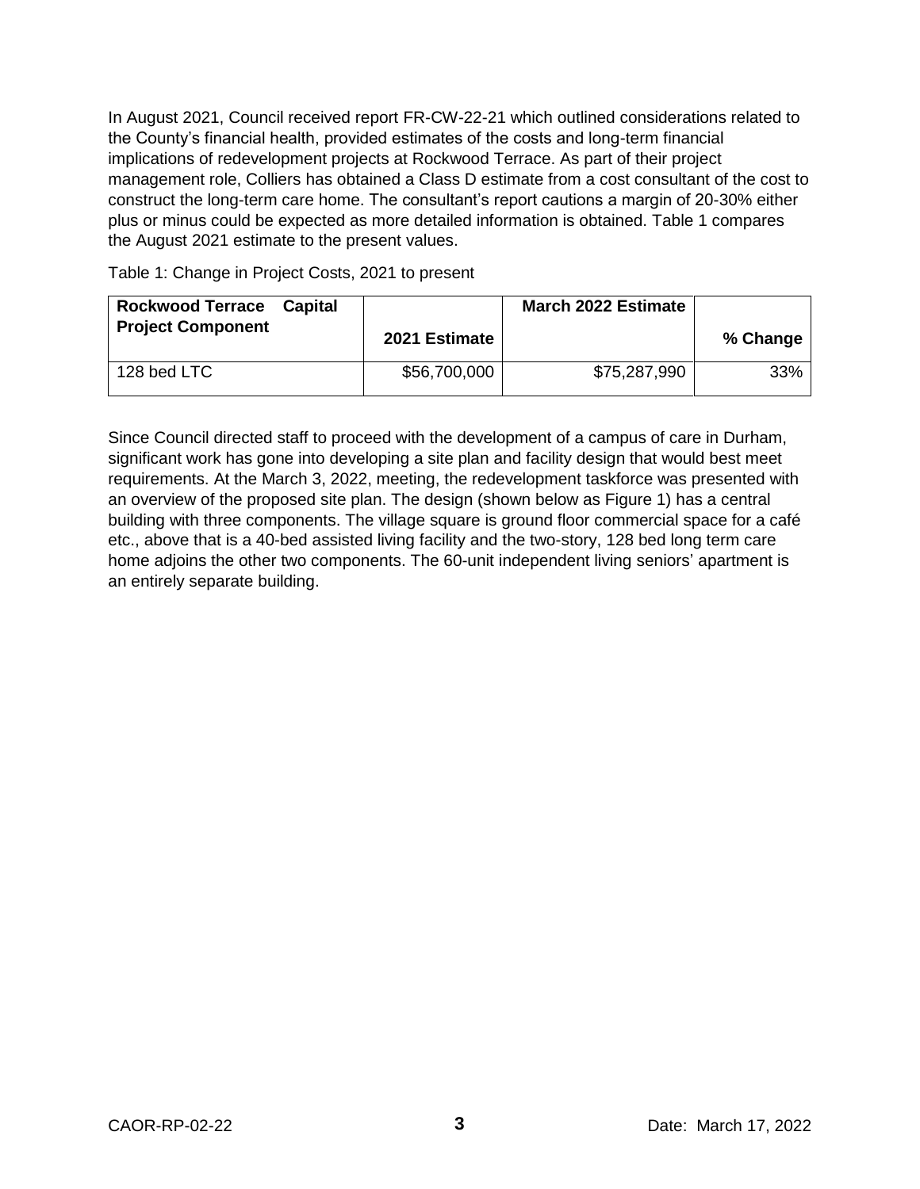In August 2021, Council received report FR-CW-22-21 which outlined considerations related to the County's financial health, provided estimates of the costs and long-term financial implications of redevelopment projects at Rockwood Terrace. As part of their project management role, Colliers has obtained a Class D estimate from a cost consultant of the cost to construct the long-term care home. The consultant's report cautions a margin of 20-30% either plus or minus could be expected as more detailed information is obtained. Table 1 compares the August 2021 estimate to the present values.

Table 1: Change in Project Costs, 2021 to present

| Rockwood Terrace Capital Project Component | 2021 Estimate | March 2022 Estimate | % Change |
|---|---|---|---|
| 128 bed LTC | $56,700,000 | $75,287,990 | 33% |

Since Council directed staff to proceed with the development of a campus of care in Durham, significant work has gone into developing a site plan and facility design that would best meet requirements. At the March 3, 2022, meeting, the redevelopment taskforce was presented with an overview of the proposed site plan. The design (shown below as Figure 1) has a central building with three components. The village square is ground floor commercial space for a café etc., above that is a 40-bed assisted living facility and the two-story, 128 bed long term care home adjoins the other two components. The 60-unit independent living seniors' apartment is an entirely separate building.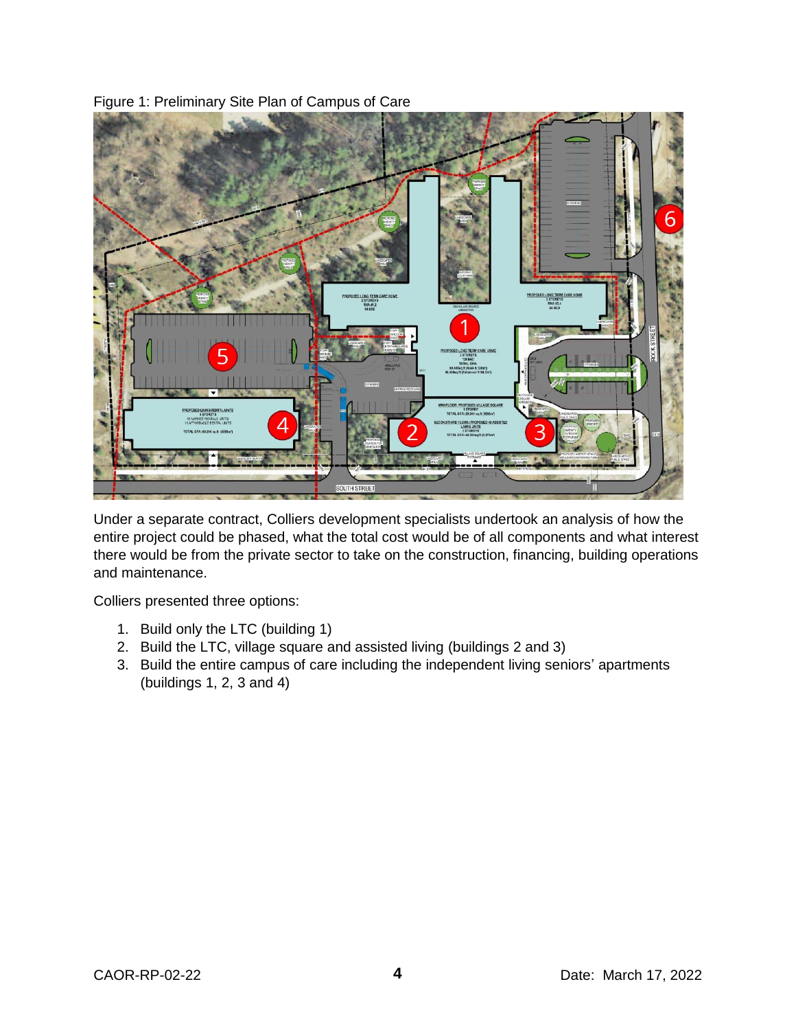Figure 1: Preliminary Site Plan of Campus of Care

Under a separate contract, Colliers development specialists undertook an analysis of how the entire project could be phased, what the total cost would be of all components and what interest there would be from the private sector to take on the construction, financing, building operations and maintenance.

Colliers presented three options:

1. Build only the LTC (building 1)
2. Build the LTC, village square and assisted living (buildings 2 and 3)
3. Build the entire campus of care including the independent living seniors' apartments (buildings 1, 2, 3 and 4)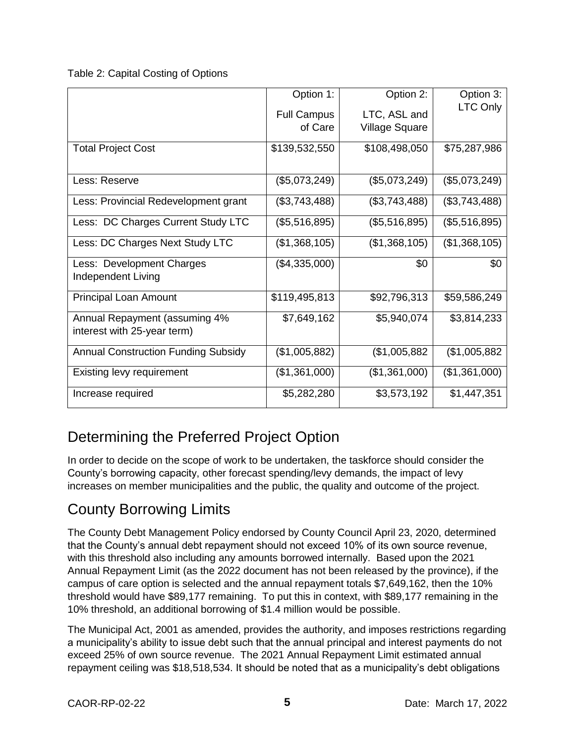Table 2: Capital Costing of Options

| | Option 1: Full Campus of Care | Option 2: LTC, ASL and Village Square | Option 3: LTC Only |
|---|---|---|---|
| Total Project Cost | $139,532,550 | $108,498,050 | $75,287,986 |
| Less: Reserve | ($5,073,249) | ($5,073,249) | ($5,073,249) |
| Less: Provincial Redevelopment grant | ($3,743,488) | ($3,743,488) | ($3,743,488) |
| Less: DC Charges Current Study LTC | ($5,516,895) | ($5,516,895) | ($5,516,895) |
| Less: DC Charges Next Study LTC | ($1,368,105) | ($1,368,105) | ($1,368,105) |
| Less: Development Charges Independent Living | ($4,335,000) | $0 | $0 |
| Principal Loan Amount | $119,495,813 | $92,796,313 | $59,586,249 |
| Annual Repayment (assuming 4% interest with 25-year term) | $7,649,162 | $5,940,074 | $3,814,233 |
| Annual Construction Funding Subsidy | ($1,005,882) | ($1,005,882 | ($1,005,882 |
| Existing levy requirement | ($1,361,000) | ($1,361,000) | ($1,361,000) |
| Increase required | $5,282,280 | $3,573,192 | $1,447,351 |

## Determining the Preferred Project Option

In order to decide on the scope of work to be undertaken, the taskforce should consider the County's borrowing capacity, other forecast spending/levy demands, the impact of levy increases on member municipalities and the public, the quality and outcome of the project.

## County Borrowing Limits

The County Debt Management Policy endorsed by County Council April 23, 2020, determined that the County's annual debt repayment should not exceed 10% of its own source revenue, with this threshold also including any amounts borrowed internally. Based upon the 2021 Annual Repayment Limit (as the 2022 document has not been released by the province), if the campus of care option is selected and the annual repayment totals $7,649,162, then the 10% threshold would have $89,177 remaining. To put this in context, with $89,177 remaining in the 10% threshold, an additional borrowing of $1.4 million would be possible.

The Municipal Act, 2001 as amended, provides the authority, and imposes restrictions regarding a municipality's ability to issue debt such that the annual principal and interest payments do not exceed 25% of own source revenue. The 2021 Annual Repayment Limit estimated annual repayment ceiling was $18,518,534. It should be noted that as a municipality's debt obligations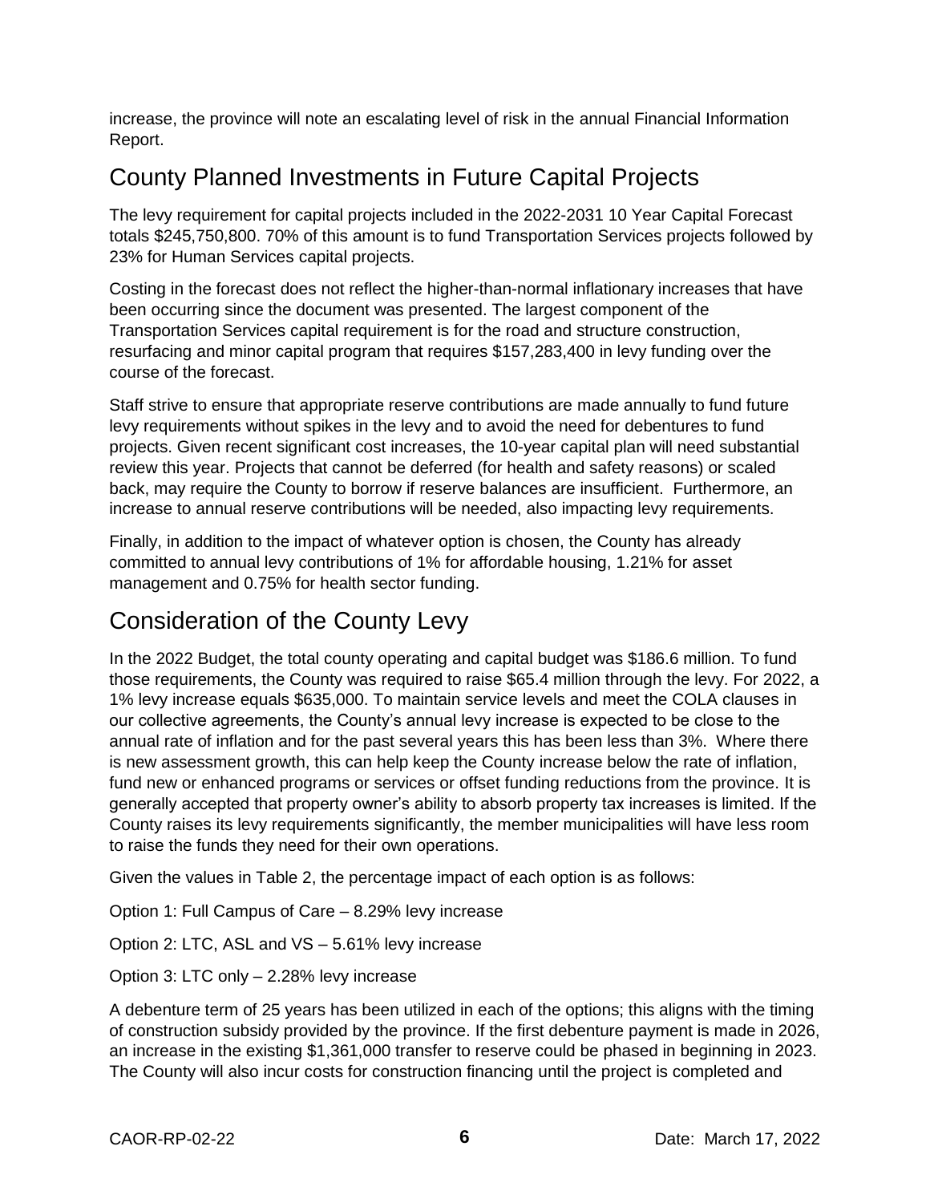increase, the province will note an escalating level of risk in the annual Financial Information Report.

## County Planned Investments in Future Capital Projects

The levy requirement for capital projects included in the 2022-2031 10 Year Capital Forecast totals $245,750,800. 70% of this amount is to fund Transportation Services projects followed by 23% for Human Services capital projects.

Costing in the forecast does not reflect the higher-than-normal inflationary increases that have been occurring since the document was presented. The largest component of the Transportation Services capital requirement is for the road and structure construction, resurfacing and minor capital program that requires $157,283,400 in levy funding over the course of the forecast.

Staff strive to ensure that appropriate reserve contributions are made annually to fund future levy requirements without spikes in the levy and to avoid the need for debentures to fund projects. Given recent significant cost increases, the 10-year capital plan will need substantial review this year. Projects that cannot be deferred (for health and safety reasons) or scaled back, may require the County to borrow if reserve balances are insufficient. Furthermore, an increase to annual reserve contributions will be needed, also impacting levy requirements.

Finally, in addition to the impact of whatever option is chosen, the County has already committed to annual levy contributions of 1% for affordable housing, 1.21% for asset management and 0.75% for health sector funding.

## Consideration of the County Levy

In the 2022 Budget, the total county operating and capital budget was $186.6 million. To fund those requirements, the County was required to raise $65.4 million through the levy. For 2022, a 1% levy increase equals $635,000. To maintain service levels and meet the COLA clauses in our collective agreements, the County's annual levy increase is expected to be close to the annual rate of inflation and for the past several years this has been less than 3%. Where there is new assessment growth, this can help keep the County increase below the rate of inflation, fund new or enhanced programs or services or offset funding reductions from the province. It is generally accepted that property owner's ability to absorb property tax increases is limited. If the County raises its levy requirements significantly, the member municipalities will have less room to raise the funds they need for their own operations.

Given the values in Table 2, the percentage impact of each option is as follows:

Option 1: Full Campus of Care – 8.29% levy increase

Option 2: LTC, ASL and VS – 5.61% levy increase

Option 3: LTC only – 2.28% levy increase

A debenture term of 25 years has been utilized in each of the options; this aligns with the timing of construction subsidy provided by the province. If the first debenture payment is made in 2026, an increase in the existing $1,361,000 transfer to reserve could be phased in beginning in 2023. The County will also incur costs for construction financing until the project is completed and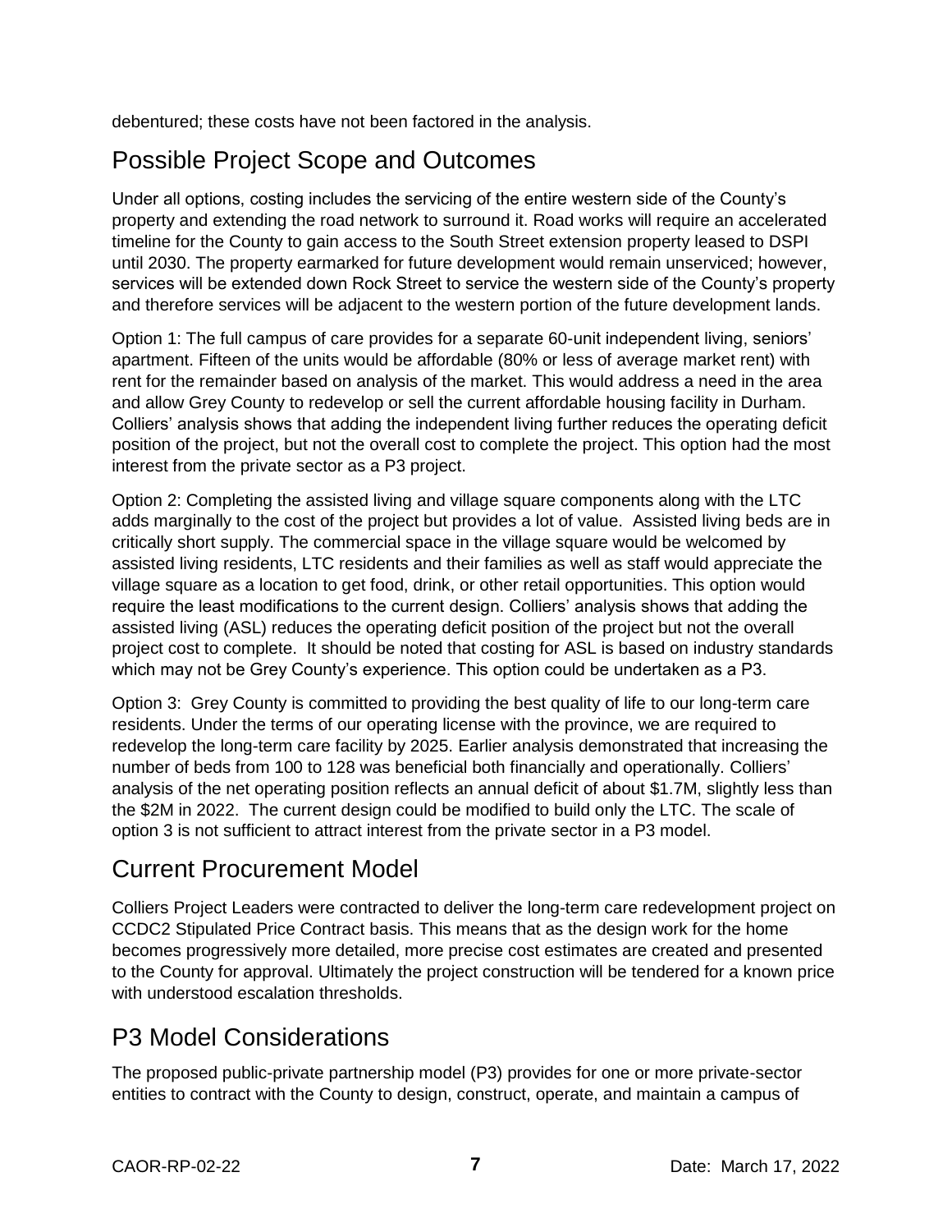debentured; these costs have not been factored in the analysis.

## Possible Project Scope and Outcomes

Under all options, costing includes the servicing of the entire western side of the County's property and extending the road network to surround it. Road works will require an accelerated timeline for the County to gain access to the South Street extension property leased to DSPI until 2030. The property earmarked for future development would remain unserviced; however, services will be extended down Rock Street to service the western side of the County's property and therefore services will be adjacent to the western portion of the future development lands.

Option 1: The full campus of care provides for a separate 60-unit independent living, seniors' apartment. Fifteen of the units would be affordable (80% or less of average market rent) with rent for the remainder based on analysis of the market. This would address a need in the area and allow Grey County to redevelop or sell the current affordable housing facility in Durham. Colliers' analysis shows that adding the independent living further reduces the operating deficit position of the project, but not the overall cost to complete the project. This option had the most interest from the private sector as a P3 project.

Option 2: Completing the assisted living and village square components along with the LTC adds marginally to the cost of the project but provides a lot of value. Assisted living beds are in critically short supply. The commercial space in the village square would be welcomed by assisted living residents, LTC residents and their families as well as staff would appreciate the village square as a location to get food, drink, or other retail opportunities. This option would require the least modifications to the current design. Colliers' analysis shows that adding the assisted living (ASL) reduces the operating deficit position of the project but not the overall project cost to complete. It should be noted that costing for ASL is based on industry standards which may not be Grey County's experience. This option could be undertaken as a P3.

Option 3: Grey County is committed to providing the best quality of life to our long-term care residents. Under the terms of our operating license with the province, we are required to redevelop the long-term care facility by 2025. Earlier analysis demonstrated that increasing the number of beds from 100 to 128 was beneficial both financially and operationally. Colliers' analysis of the net operating position reflects an annual deficit of about $1.7M, slightly less than the $2M in 2022. The current design could be modified to build only the LTC. The scale of option 3 is not sufficient to attract interest from the private sector in a P3 model.

## Current Procurement Model

Colliers Project Leaders were contracted to deliver the long-term care redevelopment project on CCDC2 Stipulated Price Contract basis. This means that as the design work for the home becomes progressively more detailed, more precise cost estimates are created and presented to the County for approval. Ultimately the project construction will be tendered for a known price with understood escalation thresholds.

## P3 Model Considerations

The proposed public-private partnership model (P3) provides for one or more private-sector entities to contract with the County to design, construct, operate, and maintain a campus of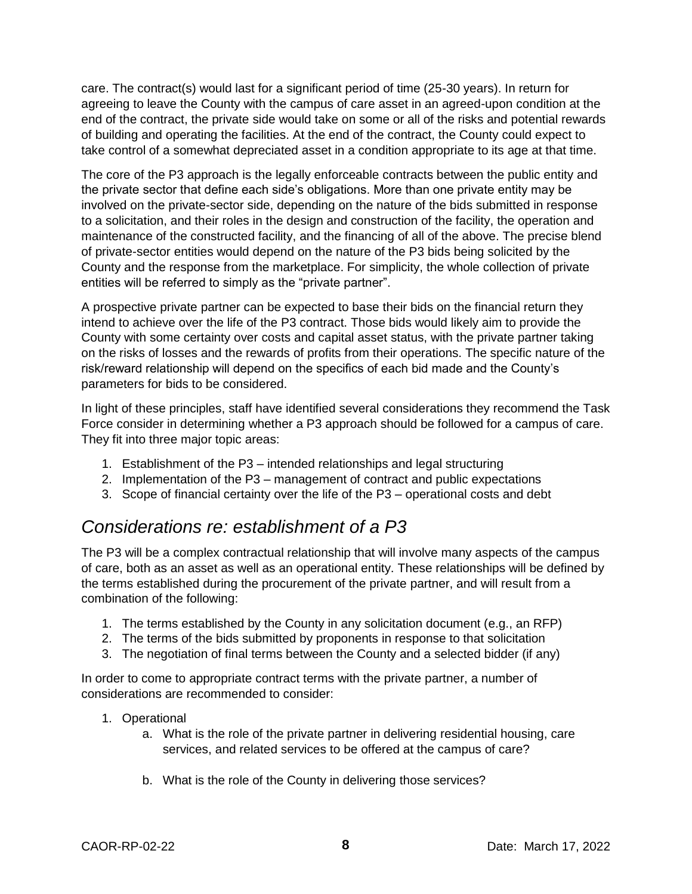care. The contract(s) would last for a significant period of time (25-30 years). In return for agreeing to leave the County with the campus of care asset in an agreed-upon condition at the end of the contract, the private side would take on some or all of the risks and potential rewards of building and operating the facilities. At the end of the contract, the County could expect to take control of a somewhat depreciated asset in a condition appropriate to its age at that time.

The core of the P3 approach is the legally enforceable contracts between the public entity and the private sector that define each side's obligations. More than one private entity may be involved on the private-sector side, depending on the nature of the bids submitted in response to a solicitation, and their roles in the design and construction of the facility, the operation and maintenance of the constructed facility, and the financing of all of the above. The precise blend of private-sector entities would depend on the nature of the P3 bids being solicited by the County and the response from the marketplace. For simplicity, the whole collection of private entities will be referred to simply as the "private partner".

A prospective private partner can be expected to base their bids on the financial return they intend to achieve over the life of the P3 contract. Those bids would likely aim to provide the County with some certainty over costs and capital asset status, with the private partner taking on the risks of losses and the rewards of profits from their operations. The specific nature of the risk/reward relationship will depend on the specifics of each bid made and the County's parameters for bids to be considered.

In light of these principles, staff have identified several considerations they recommend the Task Force consider in determining whether a P3 approach should be followed for a campus of care. They fit into three major topic areas:

1. Establishment of the P3 – intended relationships and legal structuring
2. Implementation of the P3 – management of contract and public expectations
3. Scope of financial certainty over the life of the P3 – operational costs and debt

## *Considerations re: establishment of a P3*

The P3 will be a complex contractual relationship that will involve many aspects of the campus of care, both as an asset as well as an operational entity. These relationships will be defined by the terms established during the procurement of the private partner, and will result from a combination of the following:

1. The terms established by the County in any solicitation document (e.g., an RFP)
2. The terms of the bids submitted by proponents in response to that solicitation
3. The negotiation of final terms between the County and a selected bidder (if any)

In order to come to appropriate contract terms with the private partner, a number of considerations are recommended to consider:

1. Operational
   a. What is the role of the private partner in delivering residential housing, care services, and related services to be offered at the campus of care?

   b. What is the role of the County in delivering those services?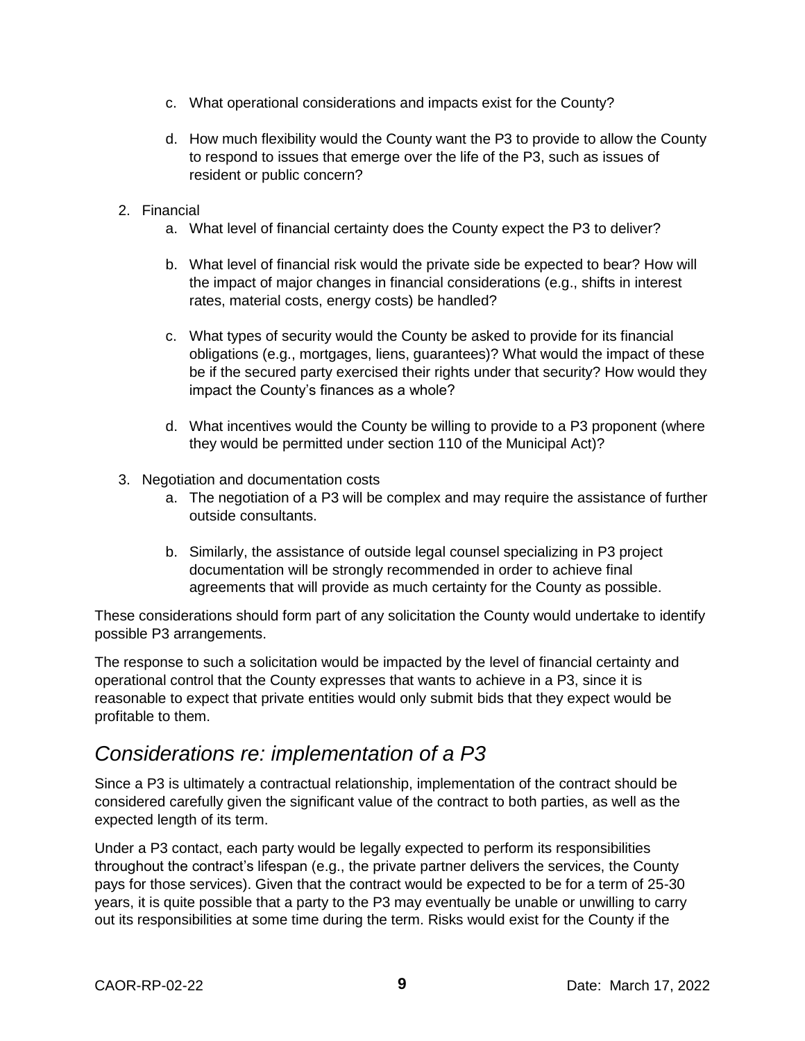c. What operational considerations and impacts exist for the County?

d. How much flexibility would the County want the P3 to provide to allow the County to respond to issues that emerge over the life of the P3, such as issues of resident or public concern?

2. Financial
   a. What level of financial certainty does the County expect the P3 to deliver?

   b. What level of financial risk would the private side be expected to bear? How will the impact of major changes in financial considerations (e.g., shifts in interest rates, material costs, energy costs) be handled?

   c. What types of security would the County be asked to provide for its financial obligations (e.g., mortgages, liens, guarantees)? What would the impact of these be if the secured party exercised their rights under that security? How would they impact the County's finances as a whole?

   d. What incentives would the County be willing to provide to a P3 proponent (where they would be permitted under section 110 of the Municipal Act)?

3. Negotiation and documentation costs
   a. The negotiation of a P3 will be complex and may require the assistance of further outside consultants.

   b. Similarly, the assistance of outside legal counsel specializing in P3 project documentation will be strongly recommended in order to achieve final agreements that will provide as much certainty for the County as possible.

These considerations should form part of any solicitation the County would undertake to identify possible P3 arrangements.

The response to such a solicitation would be impacted by the level of financial certainty and operational control that the County expresses that wants to achieve in a P3, since it is reasonable to expect that private entities would only submit bids that they expect would be profitable to them.

## *Considerations re: implementation of a P3*

Since a P3 is ultimately a contractual relationship, implementation of the contract should be considered carefully given the significant value of the contract to both parties, as well as the expected length of its term.

Under a P3 contact, each party would be legally expected to perform its responsibilities throughout the contract's lifespan (e.g., the private partner delivers the services, the County pays for those services). Given that the contract would be expected to be for a term of 25-30 years, it is quite possible that a party to the P3 may eventually be unable or unwilling to carry out its responsibilities at some time during the term. Risks would exist for the County if the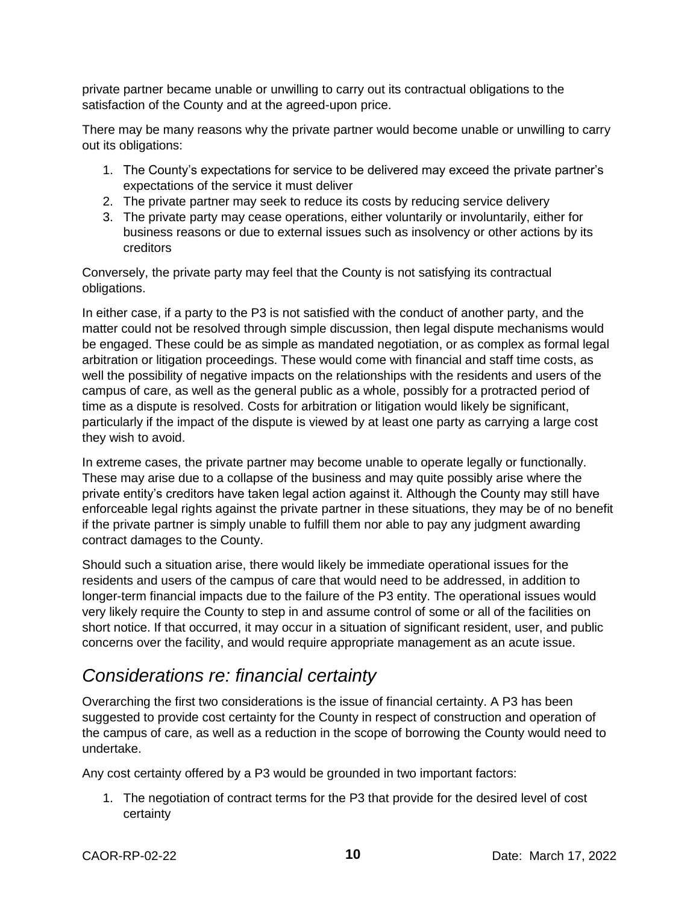private partner became unable or unwilling to carry out its contractual obligations to the satisfaction of the County and at the agreed-upon price.

There may be many reasons why the private partner would become unable or unwilling to carry out its obligations:

1. The County's expectations for service to be delivered may exceed the private partner's expectations of the service it must deliver
2. The private partner may seek to reduce its costs by reducing service delivery
3. The private party may cease operations, either voluntarily or involuntarily, either for business reasons or due to external issues such as insolvency or other actions by its creditors

Conversely, the private party may feel that the County is not satisfying its contractual obligations.

In either case, if a party to the P3 is not satisfied with the conduct of another party, and the matter could not be resolved through simple discussion, then legal dispute mechanisms would be engaged. These could be as simple as mandated negotiation, or as complex as formal legal arbitration or litigation proceedings. These would come with financial and staff time costs, as well the possibility of negative impacts on the relationships with the residents and users of the campus of care, as well as the general public as a whole, possibly for a protracted period of time as a dispute is resolved. Costs for arbitration or litigation would likely be significant, particularly if the impact of the dispute is viewed by at least one party as carrying a large cost they wish to avoid.

In extreme cases, the private partner may become unable to operate legally or functionally. These may arise due to a collapse of the business and may quite possibly arise where the private entity's creditors have taken legal action against it. Although the County may still have enforceable legal rights against the private partner in these situations, they may be of no benefit if the private partner is simply unable to fulfill them nor able to pay any judgment awarding contract damages to the County.

Should such a situation arise, there would likely be immediate operational issues for the residents and users of the campus of care that would need to be addressed, in addition to longer-term financial impacts due to the failure of the P3 entity. The operational issues would very likely require the County to step in and assume control of some or all of the facilities on short notice. If that occurred, it may occur in a situation of significant resident, user, and public concerns over the facility, and would require appropriate management as an acute issue.

## *Considerations re: financial certainty*

Overarching the first two considerations is the issue of financial certainty. A P3 has been suggested to provide cost certainty for the County in respect of construction and operation of the campus of care, as well as a reduction in the scope of borrowing the County would need to undertake.

Any cost certainty offered by a P3 would be grounded in two important factors:

1. The negotiation of contract terms for the P3 that provide for the desired level of cost certainty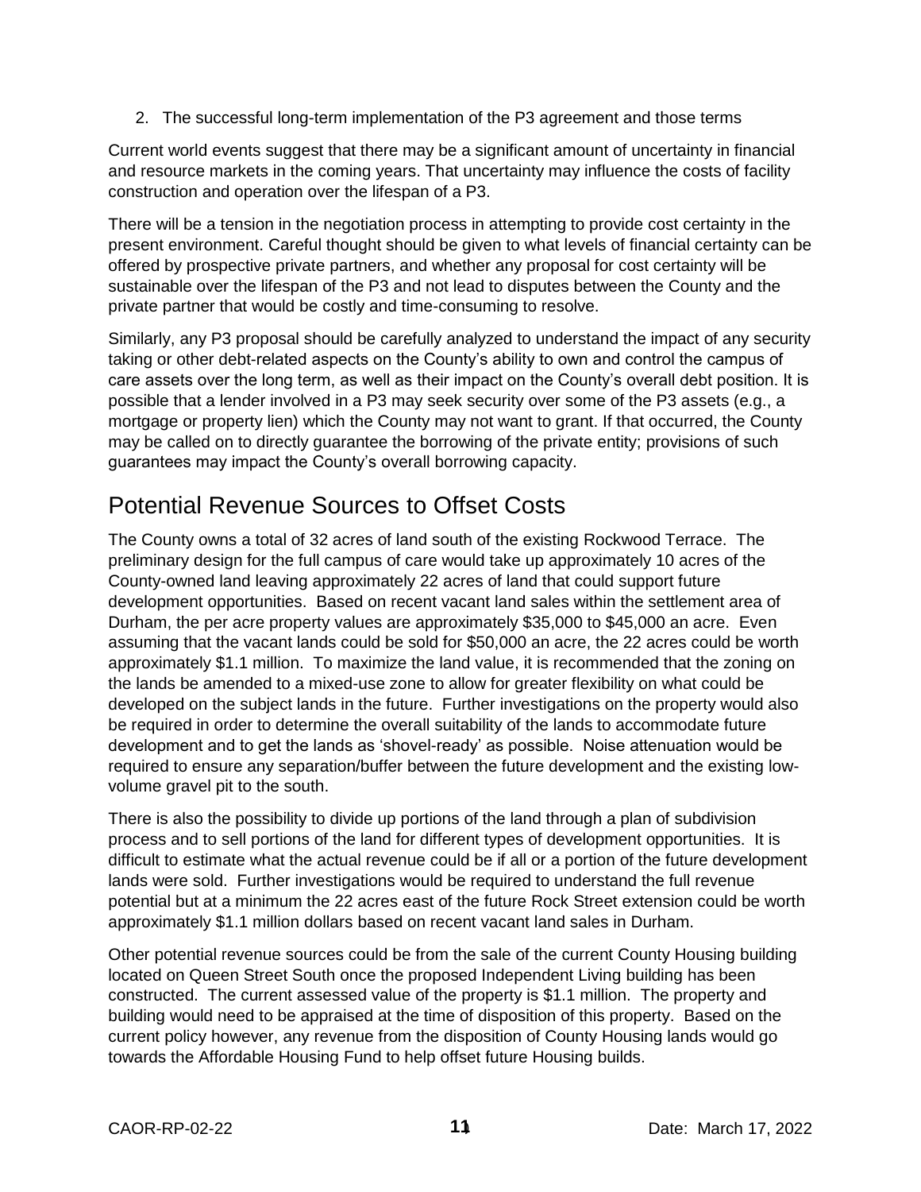2. The successful long-term implementation of the P3 agreement and those terms

Current world events suggest that there may be a significant amount of uncertainty in financial and resource markets in the coming years. That uncertainty may influence the costs of facility construction and operation over the lifespan of a P3.

There will be a tension in the negotiation process in attempting to provide cost certainty in the present environment. Careful thought should be given to what levels of financial certainty can be offered by prospective private partners, and whether any proposal for cost certainty will be sustainable over the lifespan of the P3 and not lead to disputes between the County and the private partner that would be costly and time-consuming to resolve.

Similarly, any P3 proposal should be carefully analyzed to understand the impact of any security taking or other debt-related aspects on the County's ability to own and control the campus of care assets over the long term, as well as their impact on the County's overall debt position. It is possible that a lender involved in a P3 may seek security over some of the P3 assets (e.g., a mortgage or property lien) which the County may not want to grant. If that occurred, the County may be called on to directly guarantee the borrowing of the private entity; provisions of such guarantees may impact the County's overall borrowing capacity.

## Potential Revenue Sources to Offset Costs

The County owns a total of 32 acres of land south of the existing Rockwood Terrace. The preliminary design for the full campus of care would take up approximately 10 acres of the County-owned land leaving approximately 22 acres of land that could support future development opportunities. Based on recent vacant land sales within the settlement area of Durham, the per acre property values are approximately $35,000 to $45,000 an acre. Even assuming that the vacant lands could be sold for $50,000 an acre, the 22 acres could be worth approximately $1.1 million. To maximize the land value, it is recommended that the zoning on the lands be amended to a mixed-use zone to allow for greater flexibility on what could be developed on the subject lands in the future. Further investigations on the property would also be required in order to determine the overall suitability of the lands to accommodate future development and to get the lands as 'shovel-ready' as possible. Noise attenuation would be required to ensure any separation/buffer between the future development and the existing low-volume gravel pit to the south.

There is also the possibility to divide up portions of the land through a plan of subdivision process and to sell portions of the land for different types of development opportunities. It is difficult to estimate what the actual revenue could be if all or a portion of the future development lands were sold. Further investigations would be required to understand the full revenue potential but at a minimum the 22 acres east of the future Rock Street extension could be worth approximately $1.1 million dollars based on recent vacant land sales in Durham.

Other potential revenue sources could be from the sale of the current County Housing building located on Queen Street South once the proposed Independent Living building has been constructed. The current assessed value of the property is $1.1 million. The property and building would need to be appraised at the time of disposition of this property. Based on the current policy however, any revenue from the disposition of County Housing lands would go towards the Affordable Housing Fund to help offset future Housing builds.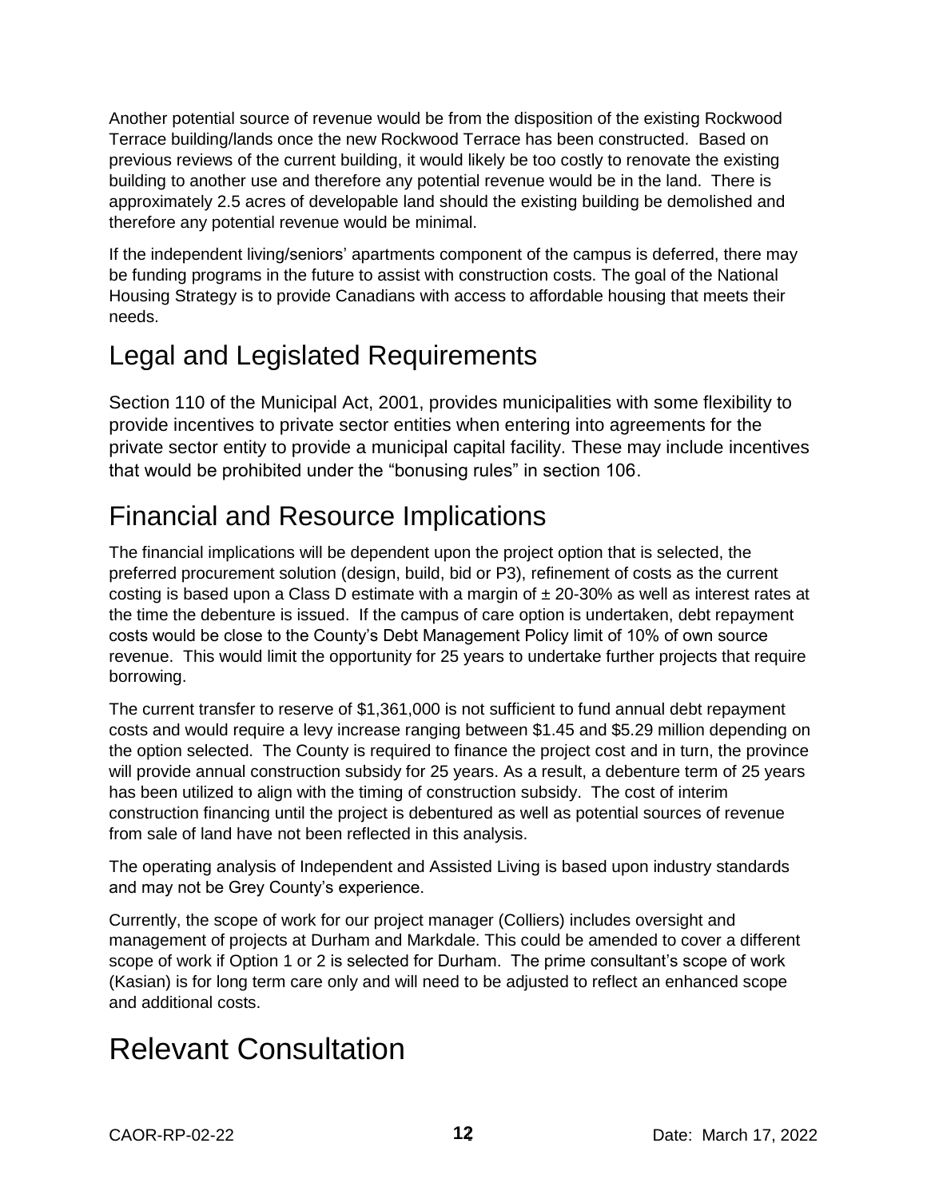Another potential source of revenue would be from the disposition of the existing Rockwood Terrace building/lands once the new Rockwood Terrace has been constructed. Based on previous reviews of the current building, it would likely be too costly to renovate the existing building to another use and therefore any potential revenue would be in the land. There is approximately 2.5 acres of developable land should the existing building be demolished and therefore any potential revenue would be minimal.

If the independent living/seniors' apartments component of the campus is deferred, there may be funding programs in the future to assist with construction costs. The goal of the National Housing Strategy is to provide Canadians with access to affordable housing that meets their needs.

## Legal and Legislated Requirements

Section 110 of the Municipal Act, 2001, provides municipalities with some flexibility to provide incentives to private sector entities when entering into agreements for the private sector entity to provide a municipal capital facility. These may include incentives that would be prohibited under the "bonusing rules" in section 106.

## Financial and Resource Implications

The financial implications will be dependent upon the project option that is selected, the preferred procurement solution (design, build, bid or P3), refinement of costs as the current costing is based upon a Class D estimate with a margin of ± 20-30% as well as interest rates at the time the debenture is issued. If the campus of care option is undertaken, debt repayment costs would be close to the County's Debt Management Policy limit of 10% of own source revenue. This would limit the opportunity for 25 years to undertake further projects that require borrowing.

The current transfer to reserve of $1,361,000 is not sufficient to fund annual debt repayment costs and would require a levy increase ranging between $1.45 and $5.29 million depending on the option selected. The County is required to finance the project cost and in turn, the province will provide annual construction subsidy for 25 years. As a result, a debenture term of 25 years has been utilized to align with the timing of construction subsidy. The cost of interim construction financing until the project is debentured as well as potential sources of revenue from sale of land have not been reflected in this analysis.

The operating analysis of Independent and Assisted Living is based upon industry standards and may not be Grey County's experience.

Currently, the scope of work for our project manager (Colliers) includes oversight and management of projects at Durham and Markdale. This could be amended to cover a different scope of work if Option 1 or 2 is selected for Durham. The prime consultant's scope of work (Kasian) is for long term care only and will need to be adjusted to reflect an enhanced scope and additional costs.

## Relevant Consultation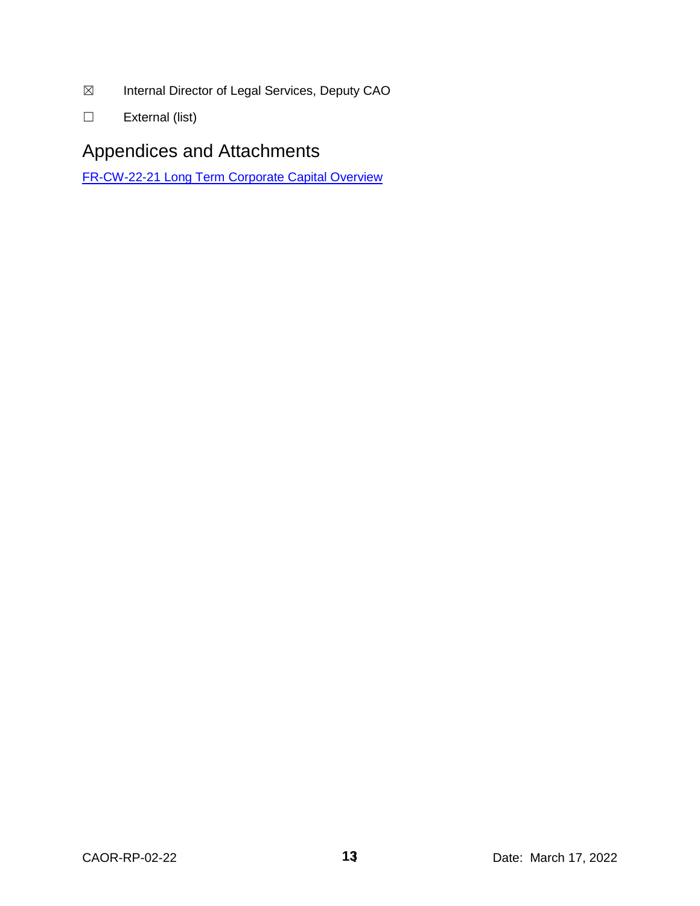☒ Internal Director of Legal Services, Deputy CAO

☐ External (list)

## Appendices and Attachments

[FR-CW-22-21 Long Term Corporate Capital Overview]